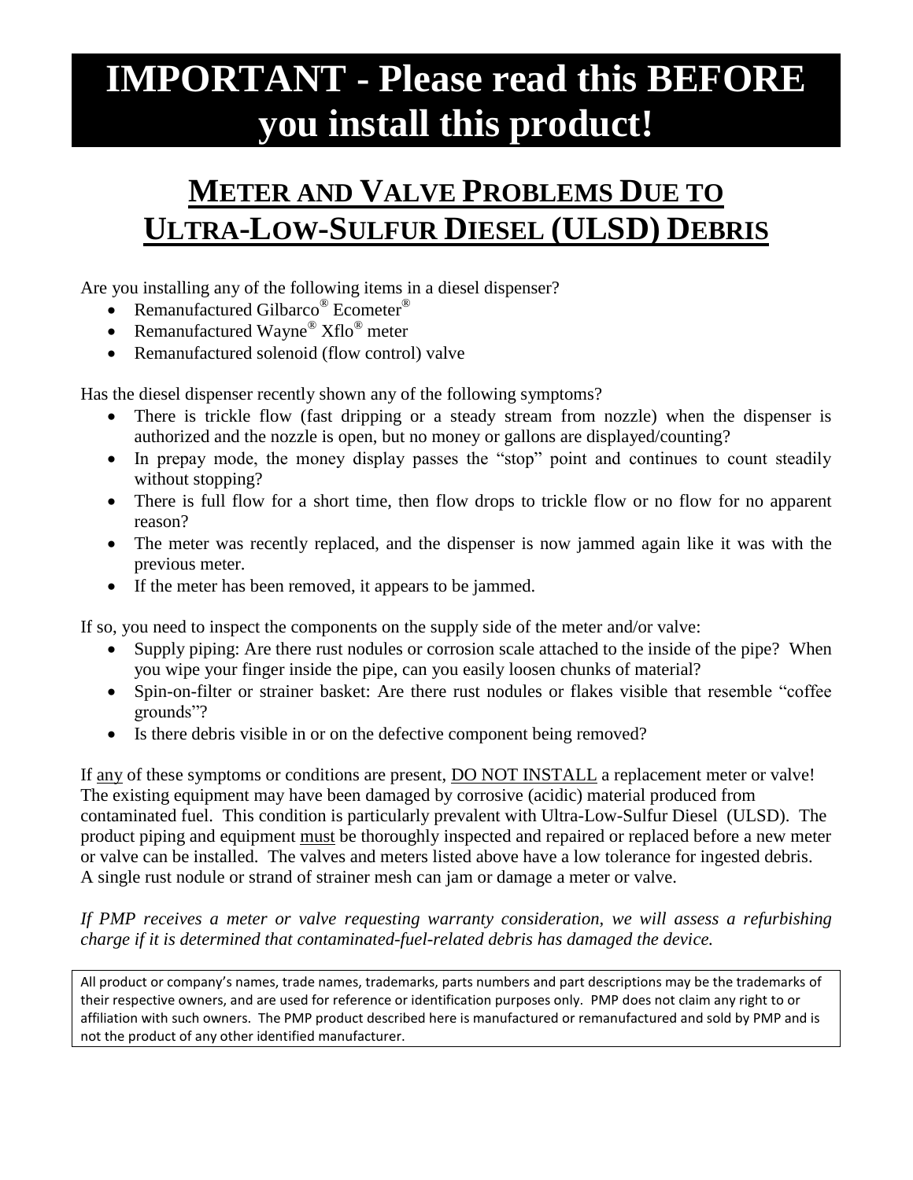# IMPORTANT - Please read this BEFORE you install this product!

## METER AND VALVE PROBLEMS DUE TO ULTRA-LOW-SULFUR DIESEL (ULSD) DEBRIS

Are you installing any of the following items in a diesel dispenser?

- Remanufactured Gilbarco® Ecometer®
- Remanufactured Wayne® Xflo® meter
- Remanufactured solenoid (flow control) valve

Has the diesel dispenser recently shown any of the following symptoms?

- There is trickle flow (fast dripping or a steady stream from nozzle) when the dispenser is authorized and the nozzle is open, but no money or gallons are displayed/counting?
- In prepay mode, the money display passes the "stop" point and continues to count steadily without stopping?
- There is full flow for a short time, then flow drops to trickle flow or no flow for no apparent reason?
- The meter was recently replaced, and the dispenser is now jammed again like it was with the previous meter.
- If the meter has been removed, it appears to be jammed.

If so, you need to inspect the components on the supply side of the meter and/or valve:

- Supply piping: Are there rust nodules or corrosion scale attached to the inside of the pipe? When you wipe your finger inside the pipe, can you easily loosen chunks of material?
- Spin-on-filter or strainer basket: Are there rust nodules or flakes visible that resemble "coffee grounds"?
- Is there debris visible in or on the defective component being removed?

If <u>any</u> of these symptoms or conditions are present, <u>DO NOT INSTALL</u> a replacement meter or valve! The existing equipment may have been damaged by corrosive (acidic) material produced from contaminated fuel. This condition is particularly prevalent with Ultra-Low-Sulfur Diesel (ULSD). The product piping and equipment <u>must</u> be thoroughly inspected and repaired or replaced before a new meter or valve can be installed. The valves and meters listed above have a low tolerance for ingested debris. A single rust nodule or strand of strainer mesh can jam or damage a meter or valve.

*If PMP receives a meter or valve requesting warranty consideration, we will assess a refurbishing charge if it is determined that contaminated-fuel-related debris has damaged the device.*

All product or company's names, trade names, trademarks, parts numbers and part descriptions may be the trademarks of their respective owners, and are used for reference or identification purposes only. PMP does not claim any right to or affiliation with such owners. The PMP product described here is manufactured or remanufactured and sold by PMP and is not the product of any other identified manufacturer.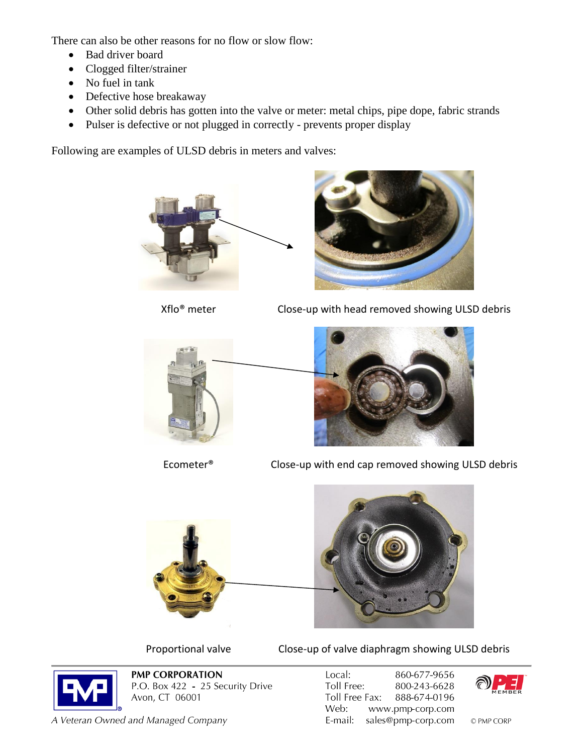There can also be other reasons for no flow or slow flow:

- Bad driver board
- Clogged filter/strainer
- No fuel in tank
- Defective hose breakaway
- Other solid debris has gotten into the valve or meter: metal chips, pipe dope, fabric strands
- Pulser is defective or not plugged in correctly - prevents proper display

Following are examples of ULSD debris in meters and valves:

Xflo® meter

Close-up with head removed showing ULSD debris

Ecometer®

Close-up with end cap removed showing ULSD debris

Proportional valve

Close-up of valve diaphragm showing ULSD debris

**PMP CORPORATION**
P.O. Box 422 - 25 Security Drive
Avon, CT 06001

*A Veteran Owned and Managed Company*

Local: 860-677-9656
Toll Free: 800-243-6628
Toll Free Fax: 888-674-0196
Web: www.pmp-corp.com
E-mail: sales@pmp-corp.com

© PMP CORP